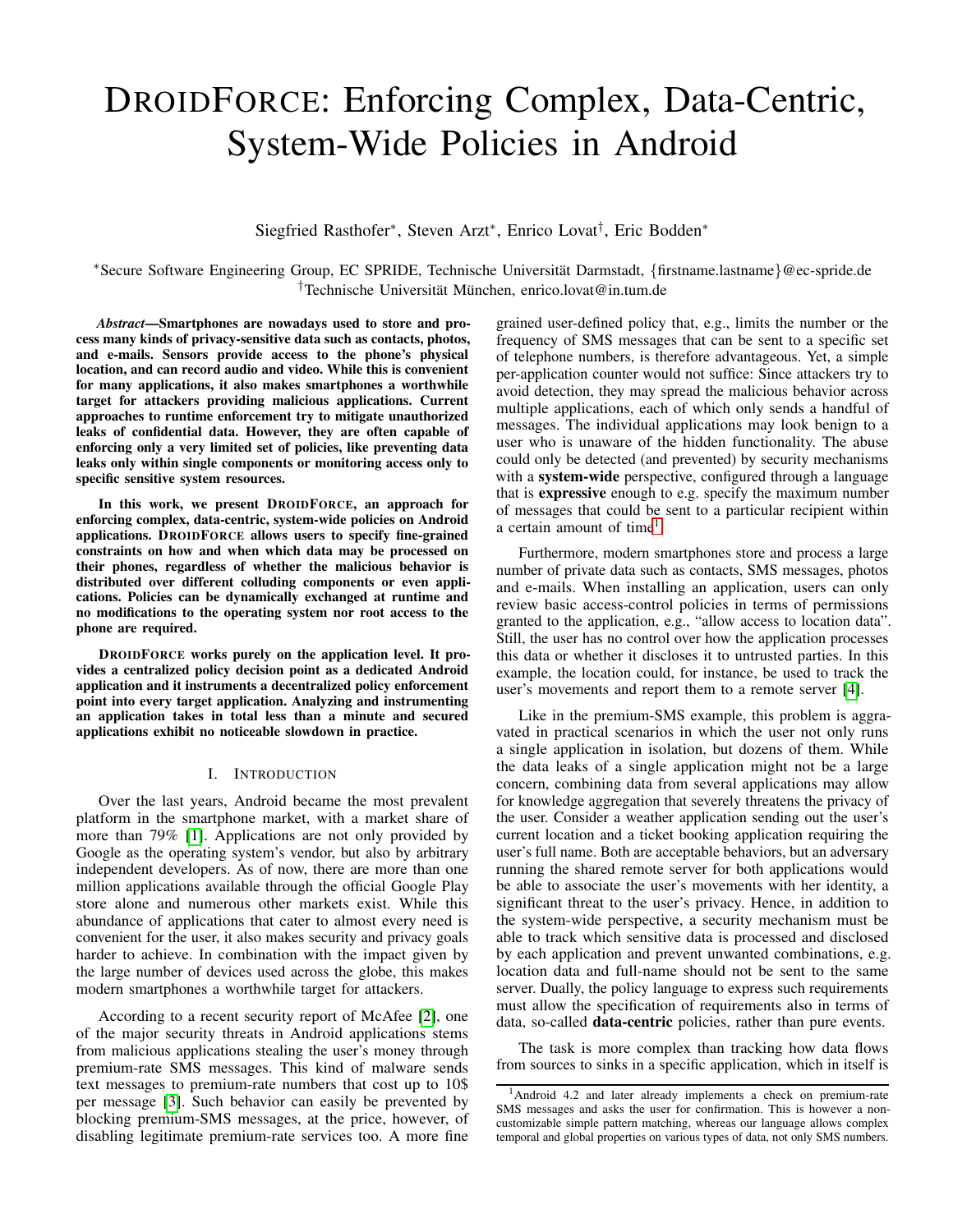# DroidForce: Enforcing Complex, Data-Centric, System-Wide Policies in Android

Siegfried Rasthofer[*], Steven Arzt[*], Enrico Lovat[†], Eric Bodden[*]

[*]Secure Software Engineering Group, EC SPRIDE, Technische Universität Darmstadt, {firstname.lastname}@ec-spride.de
[†]Technische Universität München, enrico.lovat@in.tum.de

***Abstract*—Smartphones are nowadays used to store and process many kinds of privacy-sensitive data such as contacts, photos, and e-mails. Sensors provide access to the phone's physical location, and can record audio and video. While this is convenient for many applications, it also makes smartphones a worthwhile target for attackers providing malicious applications. Current approaches to runtime enforcement try to mitigate unauthorized leaks of confidential data. However, they are often capable of enforcing only a very limited set of policies, like preventing data leaks only within single components or monitoring access only to specific sensitive system resources.**

**In this work, we present DroidForce, an approach for enforcing complex, data-centric, system-wide policies on Android applications. DroidForce allows users to specify fine-grained constraints on how and when which data may be processed on their phones, regardless of whether the malicious behavior is distributed over different colluding components or even applications. Policies can be dynamically exchanged at runtime and no modifications to the operating system nor root access to the phone are required.**

**DroidForce works purely on the application level. It provides a centralized policy decision point as a dedicated Android application and it instruments a decentralized policy enforcement point into every target application. Analyzing and instrumenting an application takes in total less than a minute and secured applications exhibit no noticeable slowdown in practice.**

## I. Introduction

Over the last years, Android became the most prevalent platform in the smartphone market, with a market share of more than 79% [1]. Applications are not only provided by Google as the operating system's vendor, but also by arbitrary independent developers. As of now, there are more than one million applications available through the official Google Play store alone and numerous other markets exist. While this abundance of applications that cater to almost every need is convenient for the user, it also makes security and privacy goals harder to achieve. In combination with the impact given by the large number of devices used across the globe, this makes modern smartphones a worthwhile target for attackers.

According to a recent security report of McAfee [2], one of the major security threats in Android applications stems from malicious applications stealing the user's money through premium-rate SMS messages. This kind of malware sends text messages to premium-rate numbers that cost up to 10$ per message [3]. Such behavior can easily be prevented by blocking premium-SMS messages, at the price, however, of disabling legitimate premium-rate services too. A more fine grained user-defined policy that, e.g., limits the number or the frequency of SMS messages that can be sent to a specific set of telephone numbers, is therefore advantageous. Yet, a simple per-application counter would not suffice: Since attackers try to avoid detection, they may spread the malicious behavior across multiple applications, each of which only sends a handful of messages. The individual applications may look benign to a user who is unaware of the hidden functionality. The abuse could only be detected (and prevented) by security mechanisms with a **system-wide** perspective, configured through a language that is **expressive** enough to e.g. specify the maximum number of messages that could be sent to a particular recipient within a certain amount of time[1].

Furthermore, modern smartphones store and process a large number of private data such as contacts, SMS messages, photos and e-mails. When installing an application, users can only review basic access-control policies in terms of permissions granted to the application, e.g., "allow access to location data". Still, the user has no control over how the application processes this data or whether it discloses it to untrusted parties. In this example, the location could, for instance, be used to track the user's movements and report them to a remote server [4].

Like in the premium-SMS example, this problem is aggravated in practical scenarios in which the user not only runs a single application in isolation, but dozens of them. While the data leaks of a single application might not be a large concern, combining data from several applications may allow for knowledge aggregation that severely threatens the privacy of the user. Consider a weather application sending out the user's current location and a ticket booking application requiring the user's full name. Both are acceptable behaviors, but an adversary running the shared remote server for both applications would be able to associate the user's movements with her identity, a significant threat to the user's privacy. Hence, in addition to the system-wide perspective, a security mechanism must be able to track which sensitive data is processed and disclosed by each application and prevent unwanted combinations, e.g. location data and full-name should not be sent to the same server. Dually, the policy language to express such requirements must allow the specification of requirements also in terms of data, so-called **data-centric** policies, rather than pure events.

The task is more complex than tracking how data flows from sources to sinks in a specific application, which in itself is

[1]Android 4.2 and later already implements a check on premium-rate SMS messages and asks the user for confirmation. This is however a non-customizable simple pattern matching, whereas our language allows complex temporal and global properties on various types of data, not only SMS numbers.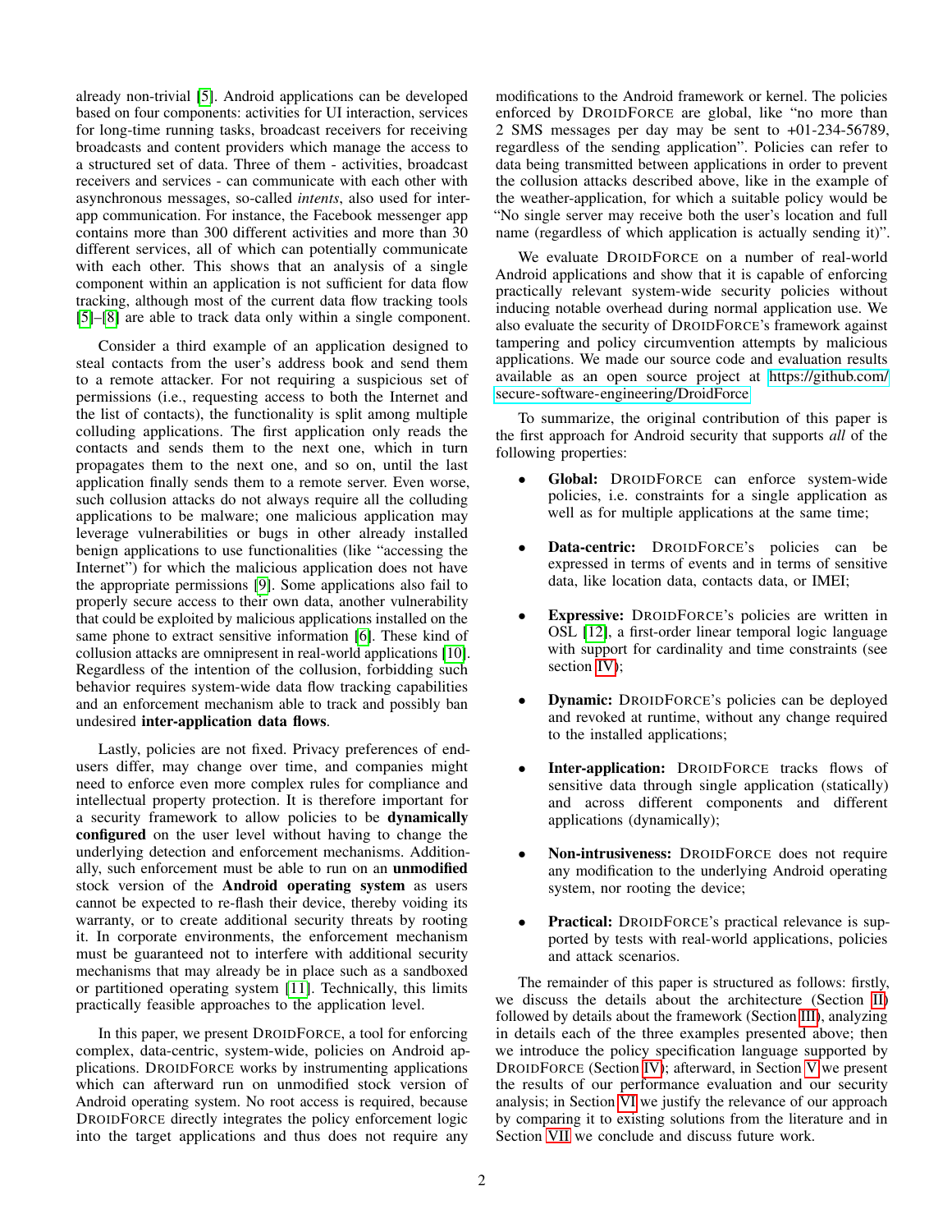already non-trivial [5]. Android applications can be developed based on four components: activities for UI interaction, services for long-time running tasks, broadcast receivers for receiving broadcasts and content providers which manage the access to a structured set of data. Three of them - activities, broadcast receivers and services - can communicate with each other with asynchronous messages, so-called *intents*, also used for inter-app communication. For instance, the Facebook messenger app contains more than 300 different activities and more than 30 different services, all of which can potentially communicate with each other. This shows that an analysis of a single component within an application is not sufficient for data flow tracking, although most of the current data flow tracking tools [5]–[8] are able to track data only within a single component.

Consider a third example of an application designed to steal contacts from the user's address book and send them to a remote attacker. For not requiring a suspicious set of permissions (i.e., requesting access to both the Internet and the list of contacts), the functionality is split among multiple colluding applications. The first application only reads the contacts and sends them to the next one, which in turn propagates them to the next one, and so on, until the last application finally sends them to a remote server. Even worse, such collusion attacks do not always require all the colluding applications to be malware; one malicious application may leverage vulnerabilities or bugs in other already installed benign applications to use functionalities (like "accessing the Internet") for which the malicious application does not have the appropriate permissions [9]. Some applications also fail to properly secure access to their own data, another vulnerability that could be exploited by malicious applications installed on the same phone to extract sensitive information [6]. These kind of collusion attacks are omnipresent in real-world applications [10]. Regardless of the intention of the collusion, forbidding such behavior requires system-wide data flow tracking capabilities and an enforcement mechanism able to track and possibly ban undesired **inter-application data flows**.

Lastly, policies are not fixed. Privacy preferences of end-users differ, may change over time, and companies might need to enforce even more complex rules for compliance and intellectual property protection. It is therefore important for a security framework to allow policies to be **dynamically configured** on the user level without having to change the underlying detection and enforcement mechanisms. Additionally, such enforcement must be able to run on an **unmodified** stock version of the **Android operating system** as users cannot be expected to re-flash their device, thereby voiding its warranty, or to create additional security threats by rooting it. In corporate environments, the enforcement mechanism must be guaranteed not to interfere with additional security mechanisms that may already be in place such as a sandboxed or partitioned operating system [11]. Technically, this limits practically feasible approaches to the application level.

In this paper, we present DROIDFORCE, a tool for enforcing complex, data-centric, system-wide, policies on Android applications. DROIDFORCE works by instrumenting applications which can afterward run on unmodified stock version of Android operating system. No root access is required, because DROIDFORCE directly integrates the policy enforcement logic into the target applications and thus does not require any modifications to the Android framework or kernel. The policies enforced by DROIDFORCE are global, like "no more than 2 SMS messages per day may be sent to +01-234-56789, regardless of the sending application". Policies can refer to data being transmitted between applications in order to prevent the collusion attacks described above, like in the example of the weather-application, for which a suitable policy would be "No single server may receive both the user's location and full name (regardless of which application is actually sending it)".

We evaluate DROIDFORCE on a number of real-world Android applications and show that it is capable of enforcing practically relevant system-wide security policies without inducing notable overhead during normal application use. We also evaluate the security of DROIDFORCE's framework against tampering and policy circumvention attempts by malicious applications. We made our source code and evaluation results available as an open source project at https://github.com/secure-software-engineering/DroidForce

To summarize, the original contribution of this paper is the first approach for Android security that supports *all* of the following properties:

- **Global:** DROIDFORCE can enforce system-wide policies, i.e. constraints for a single application as well as for multiple applications at the same time;
- **Data-centric:** DROIDFORCE's policies can be expressed in terms of events and in terms of sensitive data, like location data, contacts data, or IMEI;
- **Expressive:** DROIDFORCE's policies are written in OSL [12], a first-order linear temporal logic language with support for cardinality and time constraints (see section IV);
- **Dynamic:** DROIDFORCE's policies can be deployed and revoked at runtime, without any change required to the installed applications;
- **Inter-application:** DROIDFORCE tracks flows of sensitive data through single application (statically) and across different components and different applications (dynamically);
- **Non-intrusiveness:** DROIDFORCE does not require any modification to the underlying Android operating system, nor rooting the device;
- **Practical:** DROIDFORCE's practical relevance is supported by tests with real-world applications, policies and attack scenarios.

The remainder of this paper is structured as follows: firstly, we discuss the details about the architecture (Section II) followed by details about the framework (Section III), analyzing in details each of the three examples presented above; then we introduce the policy specification language supported by DROIDFORCE (Section IV); afterward, in Section V we present the results of our performance evaluation and our security analysis; in Section VI we justify the relevance of our approach by comparing it to existing solutions from the literature and in Section VII we conclude and discuss future work.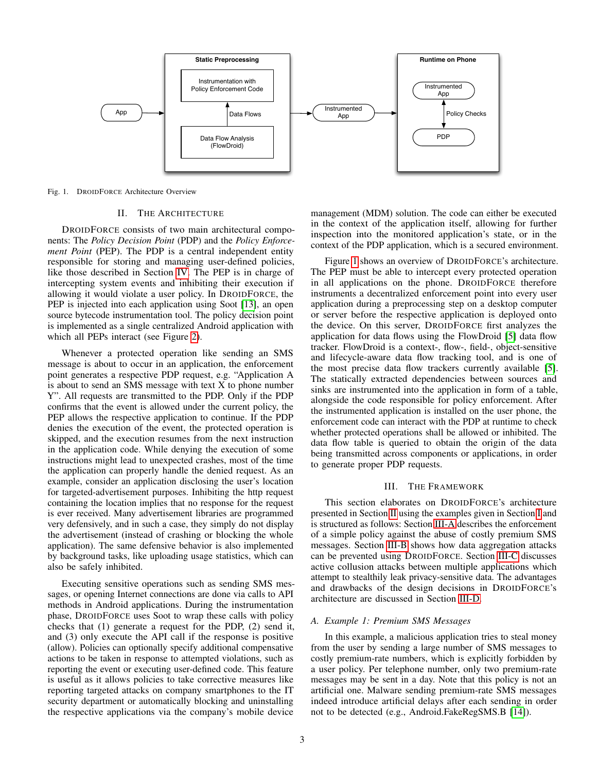Static Preprocessing

Instrumentation with Policy Enforcement Code

Data Flows

Data Flow Analysis (FlowDroid)

App

Instrumented App

Runtime on Phone

Instrumented App

Policy Checks

PDP

Fig. 1. DroidForce Architecture Overview

## II. The Architecture

DroidForce consists of two main architectural components: The *Policy Decision Point* (PDP) and the *Policy Enforcement Point* (PEP). The PDP is a central independent entity responsible for storing and managing user-defined policies, like those described in Section IV. The PEP is in charge of intercepting system events and inhibiting their execution if allowing it would violate a user policy. In DroidForce, the PEP is injected into each application using Soot [13], an open source bytecode instrumentation tool. The policy decision point is implemented as a single centralized Android application with which all PEPs interact (see Figure 2).

Whenever a protected operation like sending an SMS message is about to occur in an application, the enforcement point generates a respective PDP request, e.g. "Application A is about to send an SMS message with text X to phone number Y". All requests are transmitted to the PDP. Only if the PDP confirms that the event is allowed under the current policy, the PEP allows the respective application to continue. If the PDP denies the execution of the event, the protected operation is skipped, and the execution resumes from the next instruction in the application code. While denying the execution of some instructions might lead to unexpected crashes, most of the time the application can properly handle the denied request. As an example, consider an application disclosing the user's location for targeted-advertisement purposes. Inhibiting the http request containing the location implies that no response for the request is ever received. Many advertisement libraries are programmed very defensively, and in such a case, they simply do not display the advertisement (instead of crashing or blocking the whole application). The same defensive behavior is also implemented by background tasks, like uploading usage statistics, which can also be safely inhibited.

Executing sensitive operations such as sending SMS messages, or opening Internet connections are done via calls to API methods in Android applications. During the instrumentation phase, DroidForce uses Soot to wrap these calls with policy checks that (1) generate a request for the PDP, (2) send it, and (3) only execute the API call if the response is positive (allow). Policies can optionally specify additional compensative actions to be taken in response to attempted violations, such as reporting the event or executing user-defined code. This feature is useful as it allows policies to take corrective measures like reporting targeted attacks on company smartphones to the IT security department or automatically blocking and uninstalling the respective applications via the company's mobile device management (MDM) solution. The code can either be executed in the context of the application itself, allowing for further inspection into the monitored application's state, or in the context of the PDP application, which is a secured environment.

Figure 1 shows an overview of DroidForce's architecture. The PEP must be able to intercept every protected operation in all applications on the phone. DroidForce therefore instruments a decentralized enforcement point into every user application during a preprocessing step on a desktop computer or server before the respective application is deployed onto the device. On this server, DroidForce first analyzes the application for data flows using the FlowDroid [5] data flow tracker. FlowDroid is a context-, flow-, field-, object-sensitive and lifecycle-aware data flow tracking tool, and is one of the most precise data flow trackers currently available [5]. The statically extracted dependencies between sources and sinks are instrumented into the application in form of a table, alongside the code responsible for policy enforcement. After the instrumented application is installed on the user phone, the enforcement code can interact with the PDP at runtime to check whether protected operations shall be allowed or inhibited. The data flow table is queried to obtain the origin of the data being transmitted across components or applications, in order to generate proper PDP requests.

## III. The Framework

This section elaborates on DroidForce's architecture presented in Section II using the examples given in Section I and is structured as follows: Section III-A describes the enforcement of a simple policy against the abuse of costly premium SMS messages. Section III-B shows how data aggregation attacks can be prevented using DroidForce. Section III-C discusses active collusion attacks between multiple applications which attempt to stealthily leak privacy-sensitive data. The advantages and drawbacks of the design decisions in DroidForce's architecture are discussed in Section III-D.

### A. Example 1: Premium SMS Messages

In this example, a malicious application tries to steal money from the user by sending a large number of SMS messages to costly premium-rate numbers, which is explicitly forbidden by a user policy. Per telephone number, only two premium-rate messages may be sent in a day. Note that this policy is not an artificial one. Malware sending premium-rate SMS messages indeed introduce artificial delays after each sending in order not to be detected (e.g., Android.FakeRegSMS.B [14]).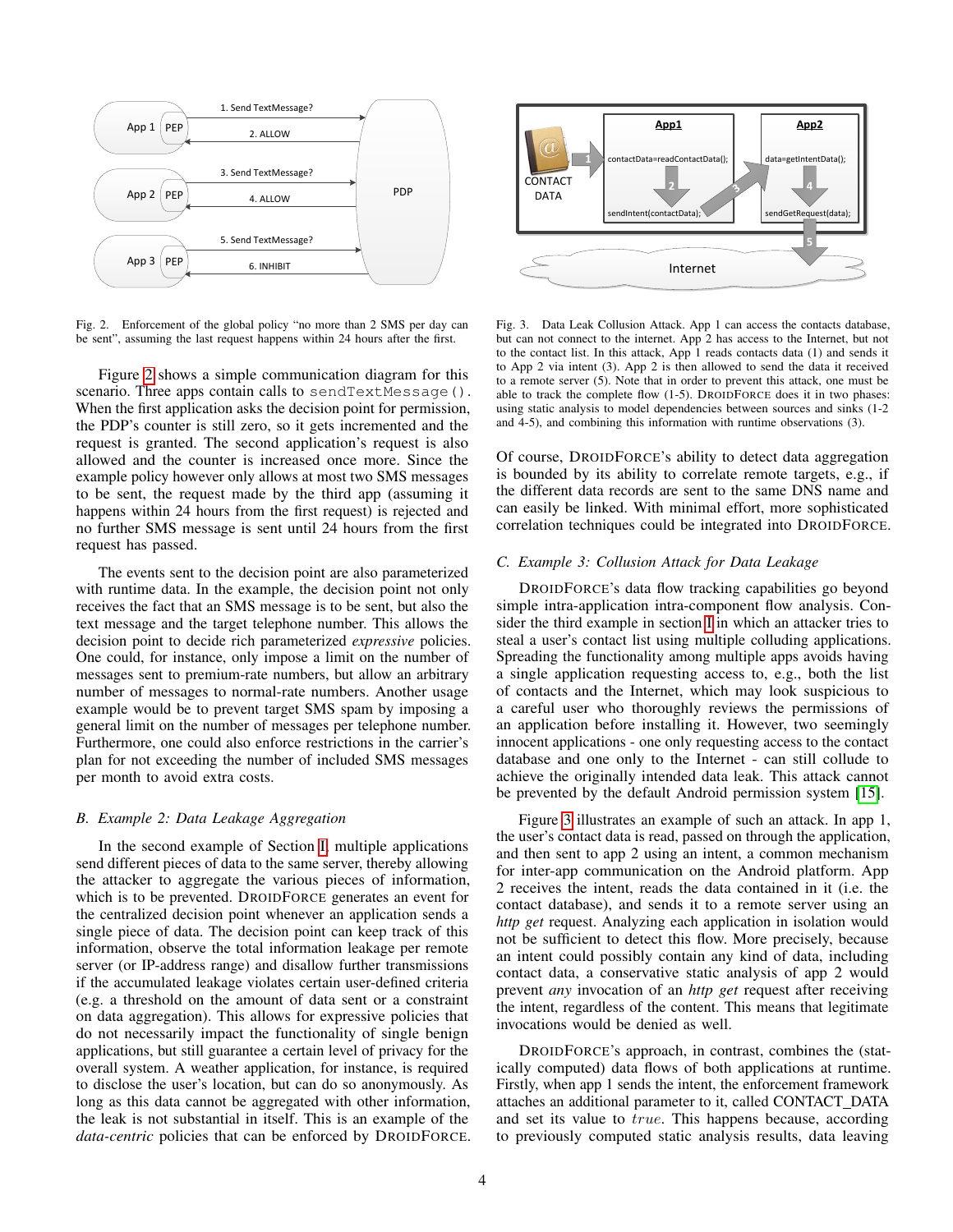Fig. 2. Enforcement of the global policy "no more than 2 SMS per day can be sent", assuming the last request happens within 24 hours after the first.

Figure 2 shows a simple communication diagram for this scenario. Three apps contain calls to `sendTextMessage()`. When the first application asks the decision point for permission, the PDP's counter is still zero, so it gets incremented and the request is granted. The second application's request is also allowed and the counter is increased once more. Since the example policy however only allows at most two SMS messages to be sent, the request made by the third app (assuming it happens within 24 hours from the first request) is rejected and no further SMS message is sent until 24 hours from the first request has passed.

The events sent to the decision point are also parameterized with runtime data. In the example, the decision point not only receives the fact that an SMS message is to be sent, but also the text message and the target telephone number. This allows the decision point to decide rich parameterized *expressive* policies. One could, for instance, only impose a limit on the number of messages sent to premium-rate numbers, but allow an arbitrary number of messages to normal-rate numbers. Another usage example would be to prevent target SMS spam by imposing a general limit on the number of messages per telephone number. Furthermore, one could also enforce restrictions in the carrier's plan for not exceeding the number of included SMS messages per month to avoid extra costs.

### B. Example 2: Data Leakage Aggregation

In the second example of Section I, multiple applications send different pieces of data to the same server, thereby allowing the attacker to aggregate the various pieces of information, which is to be prevented. DroidForce generates an event for the centralized decision point whenever an application sends a single piece of data. The decision point can keep track of this information, observe the total information leakage per remote server (or IP-address range) and disallow further transmissions if the accumulated leakage violates certain user-defined criteria (e.g. a threshold on the amount of data sent or a constraint on data aggregation). This allows for expressive policies that do not necessarily impact the functionality of single benign applications, but still guarantee a certain level of privacy for the overall system. A weather application, for instance, is required to disclose the user's location, but can do so anonymously. As long as this data cannot be aggregated with other information, the leak is not substantial in itself. This is an example of the *data-centric* policies that can be enforced by DroidForce.

Fig. 3. Data Leak Collusion Attack. App 1 can access the contacts database, but can not connect to the internet. App 2 has access to the Internet, but not to the contact list. In this attack, App 1 reads contacts data (1) and sends it to App 2 via intent (3). App 2 is then allowed to send the data it received to a remote server (5). Note that in order to prevent this attack, one must be able to track the complete flow (1-5). DroidForce does it in two phases: using static analysis to model dependencies between sources and sinks (1-2 and 4-5), and combining this information with runtime observations (3).

Of course, DroidForce's ability to detect data aggregation is bounded by its ability to correlate remote targets, e.g., if the different data records are sent to the same DNS name and can easily be linked. With minimal effort, more sophisticated correlation techniques could be integrated into DroidForce.

### C. Example 3: Collusion Attack for Data Leakage

DroidForce's data flow tracking capabilities go beyond simple intra-application intra-component flow analysis. Consider the third example in section I in which an attacker tries to steal a user's contact list using multiple colluding applications. Spreading the functionality among multiple apps avoids having a single application requesting access to, e.g., both the list of contacts and the Internet, which may look suspicious to a careful user who thoroughly reviews the permissions of an application before installing it. However, two seemingly innocent applications - one only requesting access to the contact database and one only to the Internet - can still collude to achieve the originally intended data leak. This attack cannot be prevented by the default Android permission system [15].

Figure 3 illustrates an example of such an attack. In app 1, the user's contact data is read, passed on through the application, and then sent to app 2 using an intent, a common mechanism for inter-app communication on the Android platform. App 2 receives the intent, reads the data contained in it (i.e. the contact database), and sends it to a remote server using an *http get* request. Analyzing each application in isolation would not be sufficient to detect this flow. More precisely, because an intent could possibly contain any kind of data, including contact data, a conservative static analysis of app 2 would prevent *any* invocation of an *http get* request after receiving the intent, regardless of the content. This means that legitimate invocations would be denied as well.

DroidForce's approach, in contrast, combines the (statically computed) data flows of both applications at runtime. Firstly, when app 1 sends the intent, the enforcement framework attaches an additional parameter to it, called CONTACT_DATA and set its value to *true*. This happens because, according to previously computed static analysis results, data leaving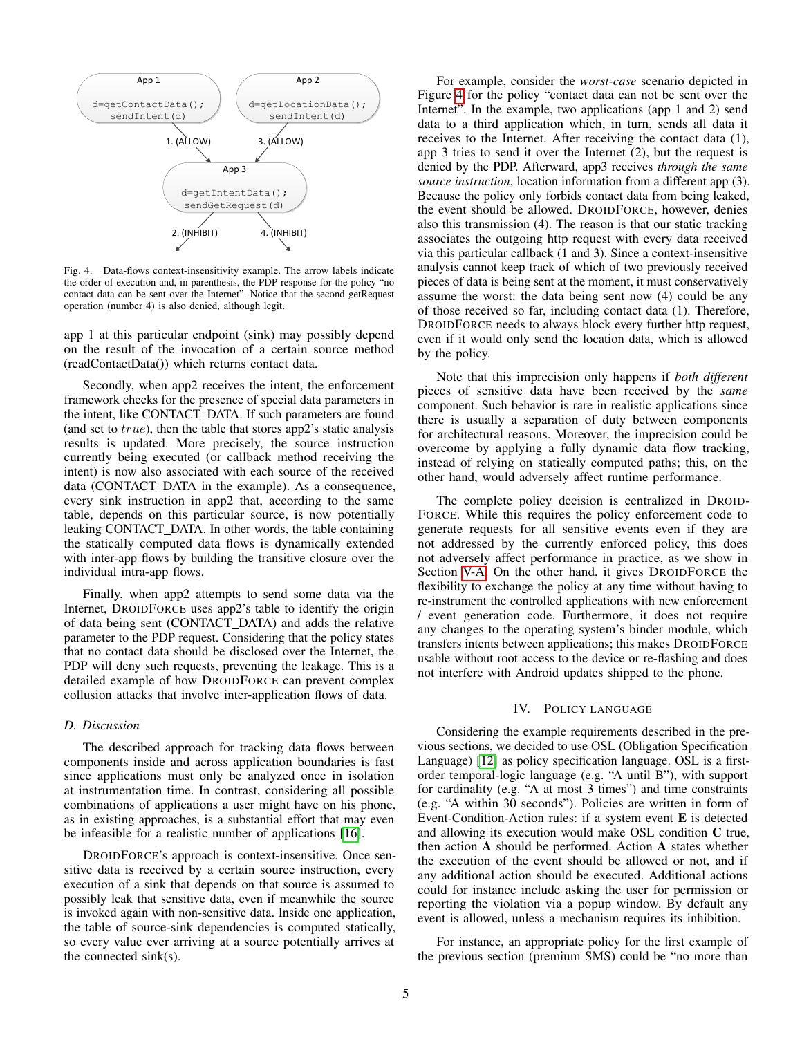Fig. 4. Data-flows context-insensitivity example. The arrow labels indicate the order of execution and, in parenthesis, the PDP response for the policy "no contact data can be sent over the Internet". Notice that the second getRequest operation (number 4) is also denied, although legit.

app 1 at this particular endpoint (sink) may possibly depend on the result of the invocation of a certain source method (readContactData()) which returns contact data.

Secondly, when app2 receives the intent, the enforcement framework checks for the presence of special data parameters in the intent, like CONTACT_DATA. If such parameters are found (and set to $true$), then the table that stores app2's static analysis results is updated. More precisely, the source instruction currently being executed (or callback method receiving the intent) is now also associated with each source of the received data (CONTACT_DATA in the example). As a consequence, every sink instruction in app2 that, according to the same table, depends on this particular source, is now potentially leaking CONTACT_DATA. In other words, the table containing the statically computed data flows is dynamically extended with inter-app flows by building the transitive closure over the individual intra-app flows.

Finally, when app2 attempts to send some data via the Internet, DroidForce uses app2's table to identify the origin of data being sent (CONTACT_DATA) and adds the relative parameter to the PDP request. Considering that the policy states that no contact data should be disclosed over the Internet, the PDP will deny such requests, preventing the leakage. This is a detailed example of how DroidForce can prevent complex collusion attacks that involve inter-application flows of data.

### D. Discussion

The described approach for tracking data flows between components inside and across application boundaries is fast since applications must only be analyzed once in isolation at instrumentation time. In contrast, considering all possible combinations of applications a user might have on his phone, as in existing approaches, is a substantial effort that may even be infeasible for a realistic number of applications [16].

DroidForce's approach is context-insensitive. Once sensitive data is received by a certain source instruction, every execution of a sink that depends on that source is assumed to possibly leak that sensitive data, even if meanwhile the source is invoked again with non-sensitive data. Inside one application, the table of source-sink dependencies is computed statically, so every value ever arriving at a source potentially arrives at the connected sink(s).

For example, consider the *worst-case* scenario depicted in Figure 4 for the policy "contact data can not be sent over the Internet". In the example, two applications (app 1 and 2) send data to a third application which, in turn, sends all data it receives to the Internet. After receiving the contact data (1), app 3 tries to send it over the Internet (2), but the request is denied by the PDP. Afterward, app3 receives *through the same source instruction*, location information from a different app (3). Because the policy only forbids contact data from being leaked, the event should be allowed. DroidForce, however, denies also this transmission (4). The reason is that our static tracking associates the outgoing http request with every data received via this particular callback (1 and 3). Since a context-insensitive analysis cannot keep track of which of two previously received pieces of data is being sent at the moment, it must conservatively assume the worst: the data being sent now (4) could be any of those received so far, including contact data (1). Therefore, DroidForce needs to always block every further http request, even if it would only send the location data, which is allowed by the policy.

Note that this imprecision only happens if *both different* pieces of sensitive data have been received by the *same* component. Such behavior is rare in realistic applications since there is usually a separation of duty between components for architectural reasons. Moreover, the imprecision could be overcome by applying a fully dynamic data flow tracking, instead of relying on statically computed paths; this, on the other hand, would adversely affect runtime performance.

The complete policy decision is centralized in DroidForce. While this requires the policy enforcement code to generate requests for all sensitive events even if they are not addressed by the currently enforced policy, this does not adversely affect performance in practice, as we show in Section V-A. On the other hand, it gives DroidForce the flexibility to exchange the policy at any time without having to re-instrument the controlled applications with new enforcement / event generation code. Furthermore, it does not require any changes to the operating system's binder module, which transfers intents between applications; this makes DroidForce usable without root access to the device or re-flashing and does not interfere with Android updates shipped to the phone.

## IV. Policy language

Considering the example requirements described in the previous sections, we decided to use OSL (Obligation Specification Language) [12] as policy specification language. OSL is a first-order temporal-logic language (e.g. "A until B"), with support for cardinality (e.g. "A at most 3 times") and time constraints (e.g. "A within 30 seconds"). Policies are written in form of Event-Condition-Action rules: if a system event **E** is detected and allowing its execution would make OSL condition **C** true, then action **A** should be performed. Action **A** states whether the execution of the event should be allowed or not, and if any additional action should be executed. Additional actions could for instance include asking the user for permission or reporting the violation via a popup window. By default any event is allowed, unless a mechanism requires its inhibition.

For instance, an appropriate policy for the first example of the previous section (premium SMS) could be "no more than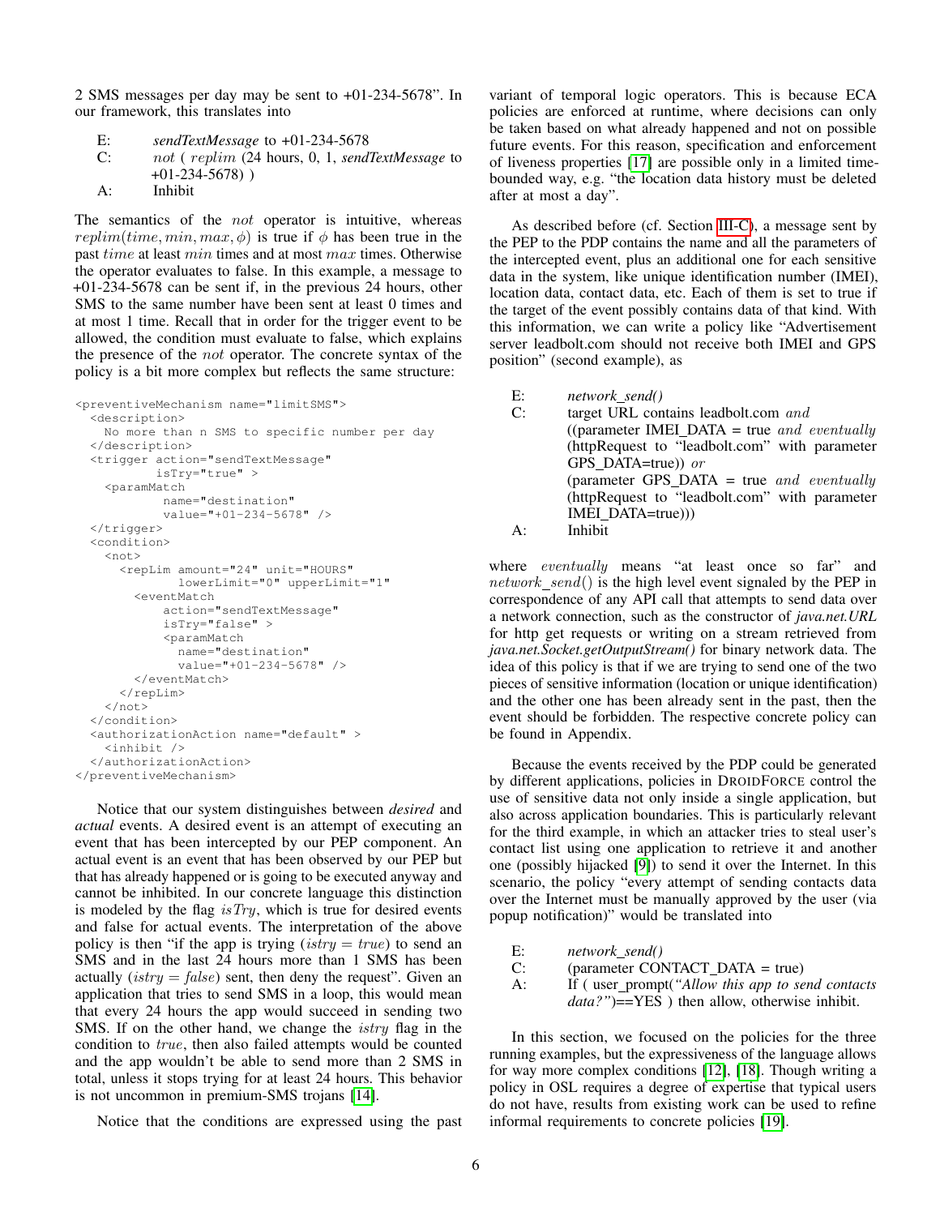2 SMS messages per day may be sent to +01-234-5678". In our framework, this translates into

E: *sendTextMessage* to +01-234-5678
C: *not* ( *replim* (24 hours, 0, 1, *sendTextMessage* to +01-234-5678) )
A: Inhibit

The semantics of the *not* operator is intuitive, whereas $replim(time, min, max, \phi)$ is true if $\phi$ has been true in the past $time$ at least $min$ times and at most $max$ times. Otherwise the operator evaluates to false. In this example, a message to +01-234-5678 can be sent if, in the previous 24 hours, other SMS to the same number have been sent at least 0 times and at most 1 time. Recall that in order for the trigger event to be allowed, the condition must evaluate to false, which explains the presence of the *not* operator. The concrete syntax of the policy is a bit more complex but reflects the same structure:

```
<preventiveMechanism name="limitSMS">
  <description>
    No more than n SMS to specific number per day
  </description>
  <trigger action="sendTextMessage"
          isTry="true" >
    <paramMatch
            name="destination"
            value="+01-234-5678" />
  </trigger>
  <condition>
    <not>
      <repLim amount="24" unit="HOURS"
              lowerLimit="0" upperLimit="1"
        <eventMatch
            action="sendTextMessage"
            isTry="false" >
            <paramMatch
              name="destination"
              value="+01-234-5678" />
        </eventMatch>
      </repLim>
    </not>
  </condition>
  <authorizationAction name="default" >
    <inhibit />
  </authorizationAction>
</preventiveMechanism>
```

Notice that our system distinguishes between *desired* and *actual* events. A desired event is an attempt of executing an event that has been intercepted by our PEP component. An actual event is an event that has been observed by our PEP but that has already happened or is going to be executed anyway and cannot be inhibited. In our concrete language this distinction is modeled by the flag $isTry$, which is true for desired events and false for actual events. The interpretation of the above policy is then "if the app is trying ($istry = true$) to send an SMS and in the last 24 hours more than 1 SMS has been actually ($istry = false$) sent, then deny the request". Given an application that tries to send SMS in a loop, this would mean that every 24 hours the app would succeed in sending two SMS. If on the other hand, we change the $istry$ flag in the condition to $true$, then also failed attempts would be counted and the app wouldn't be able to send more than 2 SMS in total, unless it stops trying for at least 24 hours. This behavior is not uncommon in premium-SMS trojans [14].

Notice that the conditions are expressed using the past variant of temporal logic operators. This is because ECA policies are enforced at runtime, where decisions can only be taken based on what already happened and not on possible future events. For this reason, specification and enforcement of liveness properties [17] are possible only in a limited time-bounded way, e.g. "the location data history must be deleted after at most a day".

As described before (cf. Section III-C), a message sent by the PEP to the PDP contains the name and all the parameters of the intercepted event, plus an additional one for each sensitive data in the system, like unique identification number (IMEI), location data, contact data, etc. Each of them is set to true if the target of the event possibly contains data of that kind. With this information, we can write a policy like "Advertisement server leadbolt.com should not receive both IMEI and GPS position" (second example), as

E: *network_send()*
C: target URL contains leadbolt.com *and* ((parameter IMEI_DATA = true *and eventually* (httpRequest to "leadbolt.com" with parameter GPS_DATA=true)) *or* (parameter GPS_DATA = true *and eventually* (httpRequest to "leadbolt.com" with parameter IMEI_DATA=true)))
A: Inhibit

where *eventually* means "at least once so far" and $network\_send()$ is the high level event signaled by the PEP in correspondence of any API call that attempts to send data over a network connection, such as the constructor of *java.net.URL* for http get requests or writing on a stream retrieved from *java.net.Socket.getOutputStream()* for binary network data. The idea of this policy is that if we are trying to send one of the two pieces of sensitive information (location or unique identification) and the other one has been already sent in the past, then the event should be forbidden. The respective concrete policy can be found in Appendix.

Because the events received by the PDP could be generated by different applications, policies in DroidForce control the use of sensitive data not only inside a single application, but also across application boundaries. This is particularly relevant for the third example, in which an attacker tries to steal user's contact list using one application to retrieve it and another one (possibly hijacked [9]) to send it over the Internet. In this scenario, the policy "every attempt of sending contacts data over the Internet must be manually approved by the user (via popup notification)" would be translated into

E: *network_send()*
C: (parameter CONTACT_DATA = true)
A: If ( user_prompt(*"Allow this app to send contacts data?"*)==YES ) then allow, otherwise inhibit.

In this section, we focused on the policies for the three running examples, but the expressiveness of the language allows for way more complex conditions [12], [18]. Though writing a policy in OSL requires a degree of expertise that typical users do not have, results from existing work can be used to refine informal requirements to concrete policies [19].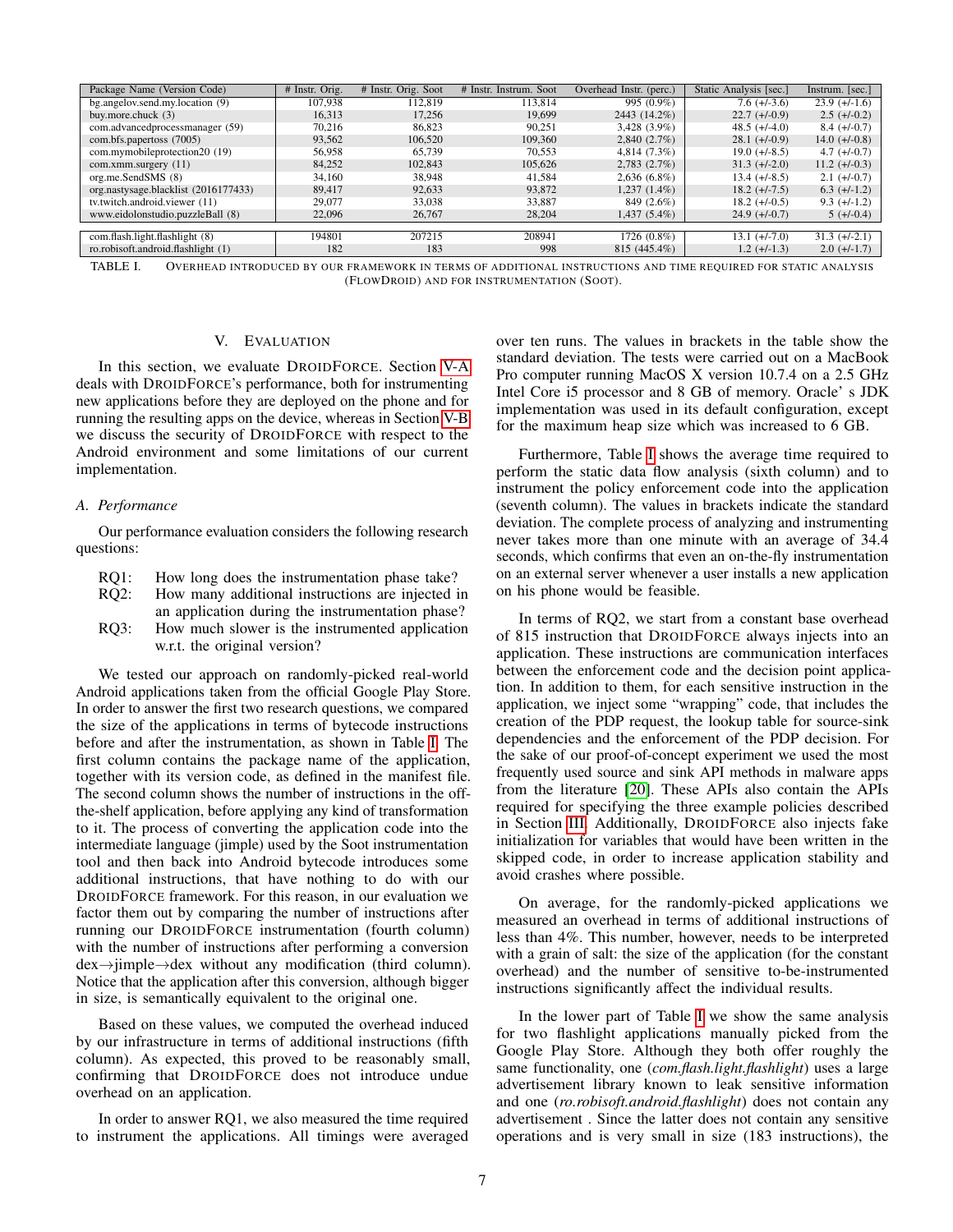| Package Name (Version Code) | # Instr. Orig. | # Instr. Orig. Soot | # Instr. Instrum. Soot | Overhead Instr. (perc.) | Static Analysis [sec.] | Instrum. [sec.] |
|---|---|---|---|---|---|---|
| bg.angelov.send.my.location (9) | 107,938 | 112,819 | 113,814 | 995 (0.9%) | 7.6 (+/-3.6) | 23.9 (+/-1.6) |
| buy.more.chuck (3) | 16,313 | 17,256 | 19,699 | 2443 (14.2%) | 22.7 (+/-0.9) | 2.5 (+/-0.2) |
| com.advancedprocessmanager (59) | 70,216 | 86,823 | 90,251 | 3,428 (3.9%) | 48.5 (+/-4.0) | 8.4 (+/-0.7) |
| com.bfs.papertoss (7005) | 93,562 | 106,520 | 109,360 | 2,840 (2.7%) | 28.1 (+/-0.9) | 14.0 (+/-0.8) |
| com.mymobileprotection20 (19) | 56,958 | 65,739 | 70,553 | 4,814 (7.3%) | 19.0 (+/-8.5) | 4.7 (+/-0.7) |
| com.xmm.surgery (11) | 84,252 | 102,843 | 105,626 | 2,783 (2.7%) | 31.3 (+/-2.0) | 11.2 (+/-0.3) |
| org.me.SendSMS (8) | 34,160 | 38,948 | 41,584 | 2,636 (6.8%) | 13.4 (+/-8.5) | 2.1 (+/-0.7) |
| org.nastysage.blacklist (2016177433) | 89,417 | 92,633 | 93,872 | 1,237 (1.4%) | 18.2 (+/-7.5) | 6.3 (+/-1.2) |
| tv.twitch.android.viewer (11) | 29,077 | 33,038 | 33,887 | 849 (2.6%) | 18.2 (+/-0.5) | 9.3 (+/-1.2) |
| www.eidolonstudio.puzzleBall (8) | 22,096 | 26,767 | 28,204 | 1,437 (5.4%) | 24.9 (+/-0.7) | 5 (+/-0.4) |
| | | | | | | |
| com.flash.light.flashlight (8) | 194801 | 207215 | 208941 | 1726 (0.8%) | 13.1 (+/-7.0) | 31.3 (+/-2.1) |
| ro.robisoft.android.flashlight (1) | 182 | 183 | 998 | 815 (445.4%) | 1.2 (+/-1.3) | 2.0 (+/-1.7) |

TABLE I. Overhead introduced by our framework in terms of additional instructions and time required for static analysis (FlowDroid) and for instrumentation (Soot).

## V. Evaluation

In this section, we evaluate DroidForce. Section V-A deals with DroidForce's performance, both for instrumenting new applications before they are deployed on the phone and for running the resulting apps on the device, whereas in Section V-B we discuss the security of DroidForce with respect to the Android environment and some limitations of our current implementation.

### A. Performance

Our performance evaluation considers the following research questions:

- RQ1: How long does the instrumentation phase take?
- RQ2: How many additional instructions are injected in an application during the instrumentation phase?
- RQ3: How much slower is the instrumented application w.r.t. the original version?

We tested our approach on randomly-picked real-world Android applications taken from the official Google Play Store. In order to answer the first two research questions, we compared the size of the applications in terms of bytecode instructions before and after the instrumentation, as shown in Table I. The first column contains the package name of the application, together with its version code, as defined in the manifest file. The second column shows the number of instructions in the off-the-shelf application, before applying any kind of transformation to it. The process of converting the application code into the intermediate language (jimple) used by the Soot instrumentation tool and then back into Android bytecode introduces some additional instructions, that have nothing to do with our DroidForce framework. For this reason, in our evaluation we factor them out by comparing the number of instructions after running our DroidForce instrumentation (fourth column) with the number of instructions after performing a conversion dex→jimple→dex without any modification (third column). Notice that the application after this conversion, although bigger in size, is semantically equivalent to the original one.

Based on these values, we computed the overhead induced by our infrastructure in terms of additional instructions (fifth column). As expected, this proved to be reasonably small, confirming that DroidForce does not introduce undue overhead on an application.

In order to answer RQ1, we also measured the time required to instrument the applications. All timings were averaged over ten runs. The values in brackets in the table show the standard deviation. The tests were carried out on a MacBook Pro computer running MacOS X version 10.7.4 on a 2.5 GHz Intel Core i5 processor and 8 GB of memory. Oracle' s JDK implementation was used in its default configuration, except for the maximum heap size which was increased to 6 GB.

Furthermore, Table I shows the average time required to perform the static data flow analysis (sixth column) and to instrument the policy enforcement code into the application (seventh column). The values in brackets indicate the standard deviation. The complete process of analyzing and instrumenting never takes more than one minute with an average of 34.4 seconds, which confirms that even an on-the-fly instrumentation on an external server whenever a user installs a new application on his phone would be feasible.

In terms of RQ2, we start from a constant base overhead of 815 instruction that DroidForce always injects into an application. These instructions are communication interfaces between the enforcement code and the decision point application. In addition to them, for each sensitive instruction in the application, we inject some "wrapping" code, that includes the creation of the PDP request, the lookup table for source-sink dependencies and the enforcement of the PDP decision. For the sake of our proof-of-concept experiment we used the most frequently used source and sink API methods in malware apps from the literature [20]. These APIs also contain the APIs required for specifying the three example policies described in Section III. Additionally, DroidForce also injects fake initialization for variables that would have been written in the skipped code, in order to increase application stability and avoid crashes where possible.

On average, for the randomly-picked applications we measured an overhead in terms of additional instructions of less than 4%. This number, however, needs to be interpreted with a grain of salt: the size of the application (for the constant overhead) and the number of sensitive to-be-instrumented instructions significantly affect the individual results.

In the lower part of Table I we show the same analysis for two flashlight applications manually picked from the Google Play Store. Although they both offer roughly the same functionality, one (*com.flash.light.flashlight*) uses a large advertisement library known to leak sensitive information and one (*ro.robisoft.android.flashlight*) does not contain any advertisement . Since the latter does not contain any sensitive operations and is very small in size (183 instructions), the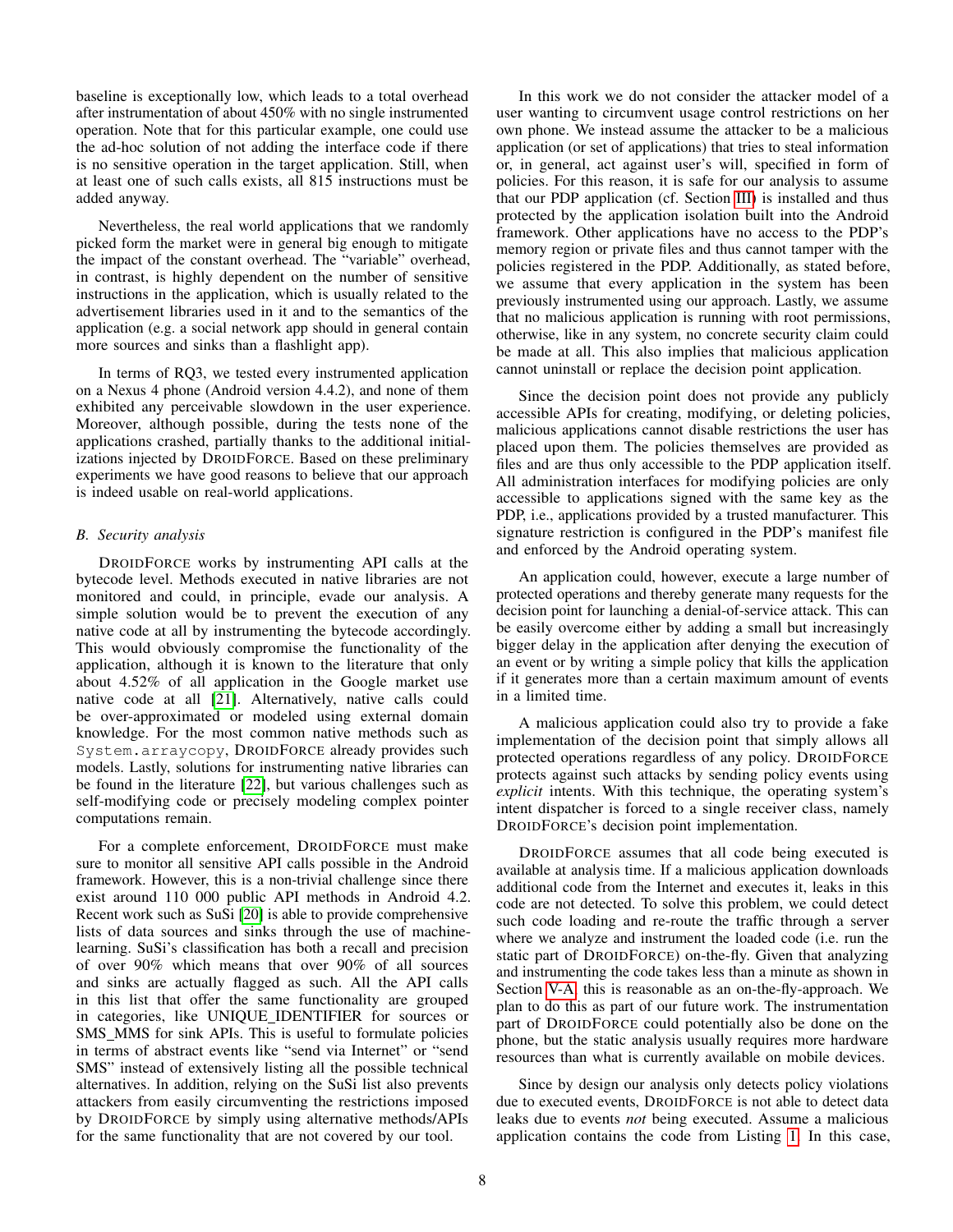baseline is exceptionally low, which leads to a total overhead after instrumentation of about 450% with no single instrumented operation. Note that for this particular example, one could use the ad-hoc solution of not adding the interface code if there is no sensitive operation in the target application. Still, when at least one of such calls exists, all 815 instructions must be added anyway.

Nevertheless, the real world applications that we randomly picked form the market were in general big enough to mitigate the impact of the constant overhead. The "variable" overhead, in contrast, is highly dependent on the number of sensitive instructions in the application, which is usually related to the advertisement libraries used in it and to the semantics of the application (e.g. a social network app should in general contain more sources and sinks than a flashlight app).

In terms of RQ3, we tested every instrumented application on a Nexus 4 phone (Android version 4.4.2), and none of them exhibited any perceivable slowdown in the user experience. Moreover, although possible, during the tests none of the applications crashed, partially thanks to the additional initializations injected by DROIDFORCE. Based on these preliminary experiments we have good reasons to believe that our approach is indeed usable on real-world applications.

### B. Security analysis

DROIDFORCE works by instrumenting API calls at the bytecode level. Methods executed in native libraries are not monitored and could, in principle, evade our analysis. A simple solution would be to prevent the execution of any native code at all by instrumenting the bytecode accordingly. This would obviously compromise the functionality of the application, although it is known to the literature that only about 4.52% of all application in the Google market use native code at all [21]. Alternatively, native calls could be over-approximated or modeled using external domain knowledge. For the most common native methods such as `System.arraycopy`, DROIDFORCE already provides such models. Lastly, solutions for instrumenting native libraries can be found in the literature [22], but various challenges such as self-modifying code or precisely modeling complex pointer computations remain.

For a complete enforcement, DROIDFORCE must make sure to monitor all sensitive API calls possible in the Android framework. However, this is a non-trivial challenge since there exist around 110 000 public API methods in Android 4.2. Recent work such as SuSi [20] is able to provide comprehensive lists of data sources and sinks through the use of machine-learning. SuSi's classification has both a recall and precision of over 90% which means that over 90% of all sources and sinks are actually flagged as such. All the API calls in this list that offer the same functionality are grouped in categories, like UNIQUE_IDENTIFIER for sources or SMS_MMS for sink APIs. This is useful to formulate policies in terms of abstract events like "send via Internet" or "send SMS" instead of extensively listing all the possible technical alternatives. In addition, relying on the SuSi list also prevents attackers from easily circumventing the restrictions imposed by DROIDFORCE by simply using alternative methods/APIs for the same functionality that are not covered by our tool.

In this work we do not consider the attacker model of a user wanting to circumvent usage control restrictions on her own phone. We instead assume the attacker to be a malicious application (or set of applications) that tries to steal information or, in general, act against user's will, specified in form of policies. For this reason, it is safe for our analysis to assume that our PDP application (cf. Section III) is installed and thus protected by the application isolation built into the Android framework. Other applications have no access to the PDP's memory region or private files and thus cannot tamper with the policies registered in the PDP. Additionally, as stated before, we assume that every application in the system has been previously instrumented using our approach. Lastly, we assume that no malicious application is running with root permissions, otherwise, like in any system, no concrete security claim could be made at all. This also implies that malicious application cannot uninstall or replace the decision point application.

Since the decision point does not provide any publicly accessible APIs for creating, modifying, or deleting policies, malicious applications cannot disable restrictions the user has placed upon them. The policies themselves are provided as files and are thus only accessible to the PDP application itself. All administration interfaces for modifying policies are only accessible to applications signed with the same key as the PDP, i.e., applications provided by a trusted manufacturer. This signature restriction is configured in the PDP's manifest file and enforced by the Android operating system.

An application could, however, execute a large number of protected operations and thereby generate many requests for the decision point for launching a denial-of-service attack. This can be easily overcome either by adding a small but increasingly bigger delay in the application after denying the execution of an event or by writing a simple policy that kills the application if it generates more than a certain maximum amount of events in a limited time.

A malicious application could also try to provide a fake implementation of the decision point that simply allows all protected operations regardless of any policy. DROIDFORCE protects against such attacks by sending policy events using *explicit* intents. With this technique, the operating system's intent dispatcher is forced to a single receiver class, namely DROIDFORCE's decision point implementation.

DROIDFORCE assumes that all code being executed is available at analysis time. If a malicious application downloads additional code from the Internet and executes it, leaks in this code are not detected. To solve this problem, we could detect such code loading and re-route the traffic through a server where we analyze and instrument the loaded code (i.e. run the static part of DROIDFORCE) on-the-fly. Given that analyzing and instrumenting the code takes less than a minute as shown in Section V-A, this is reasonable as an on-the-fly-approach. We plan to do this as part of our future work. The instrumentation part of DROIDFORCE could potentially also be done on the phone, but the static analysis usually requires more hardware resources than what is currently available on mobile devices.

Since by design our analysis only detects policy violations due to executed events, DROIDFORCE is not able to detect data leaks due to events *not* being executed. Assume a malicious application contains the code from Listing 1. In this case,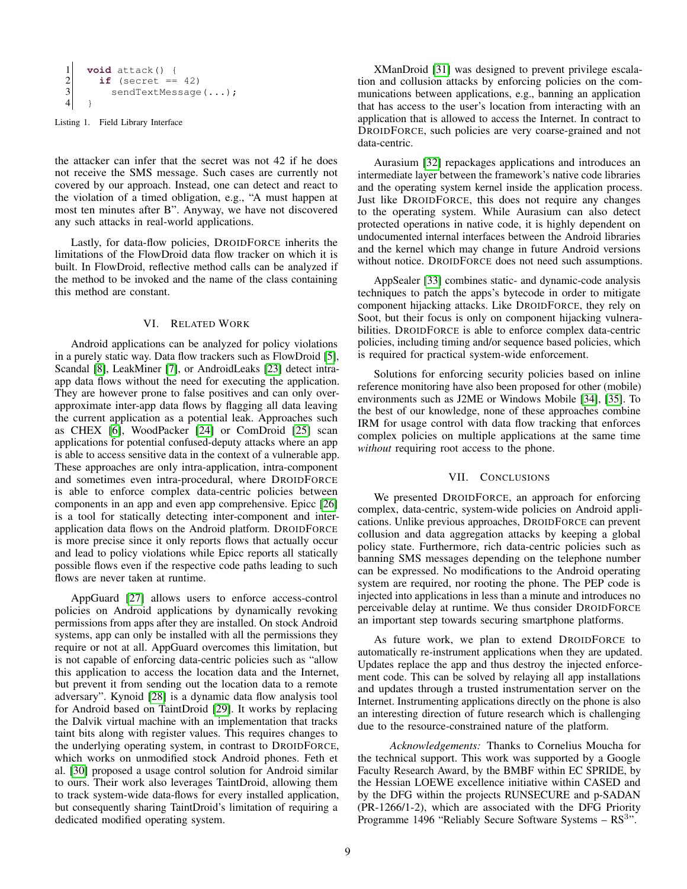```java
void attack() {
  if (secret == 42)
    sendTextMessage(...);
}
```

Listing 1. Field Library Interface

the attacker can infer that the secret was not 42 if he does not receive the SMS message. Such cases are currently not covered by our approach. Instead, one can detect and react to the violation of a timed obligation, e.g., "A must happen at most ten minutes after B". Anyway, we have not discovered any such attacks in real-world applications.

Lastly, for data-flow policies, DROIDFORCE inherits the limitations of the FlowDroid data flow tracker on which it is built. In FlowDroid, reflective method calls can be analyzed if the method to be invoked and the name of the class containing this method are constant.

## VI. RELATED WORK

Android applications can be analyzed for policy violations in a purely static way. Data flow trackers such as FlowDroid [5], Scandal [8], LeakMiner [7], or AndroidLeaks [23] detect intra-app data flows without the need for executing the application. They are however prone to false positives and can only over-approximate inter-app data flows by flagging all data leaving the current application as a potential leak. Approaches such as CHEX [6], WoodPacker [24] or ComDroid [25] scan applications for potential confused-deputy attacks where an app is able to access sensitive data in the context of a vulnerable app. These approaches are only intra-application, intra-component and sometimes even intra-procedural, where DROIDFORCE is able to enforce complex data-centric policies between components in an app and even app comprehensive. Epicc [26] is a tool for statically detecting inter-component and inter-application data flows on the Android platform. DROIDFORCE is more precise since it only reports flows that actually occur and lead to policy violations while Epicc reports all statically possible flows even if the respective code paths leading to such flows are never taken at runtime.

AppGuard [27] allows users to enforce access-control policies on Android applications by dynamically revoking permissions from apps after they are installed. On stock Android systems, app can only be installed with all the permissions they require or not at all. AppGuard overcomes this limitation, but is not capable of enforcing data-centric policies such as "allow this application to access the location data and the Internet, but prevent it from sending out the location data to a remote adversary". Kynoid [28] is a dynamic data flow analysis tool for Android based on TaintDroid [29]. It works by replacing the Dalvik virtual machine with an implementation that tracks taint bits along with register values. This requires changes to the underlying operating system, in contrast to DROIDFORCE, which works on unmodified stock Android phones. Feth et al. [30] proposed a usage control solution for Android similar to ours. Their work also leverages TaintDroid, allowing them to track system-wide data-flows for every installed application, but consequently sharing TaintDroid's limitation of requiring a dedicated modified operating system.

XManDroid [31] was designed to prevent privilege escalation and collusion attacks by enforcing policies on the communications between applications, e.g., banning an application that has access to the user's location from interacting with an application that is allowed to access the Internet. In contrast to DROIDFORCE, such policies are very coarse-grained and not data-centric.

Aurasium [32] repackages applications and introduces an intermediate layer between the framework's native code libraries and the operating system kernel inside the application process. Just like DROIDFORCE, this does not require any changes to the operating system. While Aurasium can also detect protected operations in native code, it is highly dependent on undocumented internal interfaces between the Android libraries and the kernel which may change in future Android versions without notice. DROIDFORCE does not need such assumptions.

AppSealer [33] combines static- and dynamic-code analysis techniques to patch the apps's bytecode in order to mitigate component hijacking attacks. Like DROIDFORCE, they rely on Soot, but their focus is only on component hijacking vulnerabilities. DROIDFORCE is able to enforce complex data-centric policies, including timing and/or sequence based policies, which is required for practical system-wide enforcement.

Solutions for enforcing security policies based on inline reference monitoring have also been proposed for other (mobile) environments such as J2ME or Windows Mobile [34], [35]. To the best of our knowledge, none of these approaches combine IRM for usage control with data flow tracking that enforces complex policies on multiple applications at the same time *without* requiring root access to the phone.

## VII. CONCLUSIONS

We presented DROIDFORCE, an approach for enforcing complex, data-centric, system-wide policies on Android applications. Unlike previous approaches, DROIDFORCE can prevent collusion and data aggregation attacks by keeping a global policy state. Furthermore, rich data-centric policies such as banning SMS messages depending on the telephone number can be expressed. No modifications to the Android operating system are required, nor rooting the phone. The PEP code is injected into applications in less than a minute and introduces no perceivable delay at runtime. We thus consider DROIDFORCE an important step towards securing smartphone platforms.

As future work, we plan to extend DROIDFORCE to automatically re-instrument applications when they are updated. Updates replace the app and thus destroy the injected enforcement code. This can be solved by relaying all app installations and updates through a trusted instrumentation server on the Internet. Instrumenting applications directly on the phone is also an interesting direction of future research which is challenging due to the resource-constrained nature of the platform.

*Acknowledgements:* Thanks to Cornelius Moucha for the technical support. This work was supported by a Google Faculty Research Award, by the BMBF within EC SPRIDE, by the Hessian LOEWE excellence initiative within CASED and by the DFG within the projects RUNSECURE and p-SADAN (PR-1266/1-2), which are associated with the DFG Priority Programme 1496 "Reliably Secure Software Systems – $RS^3$".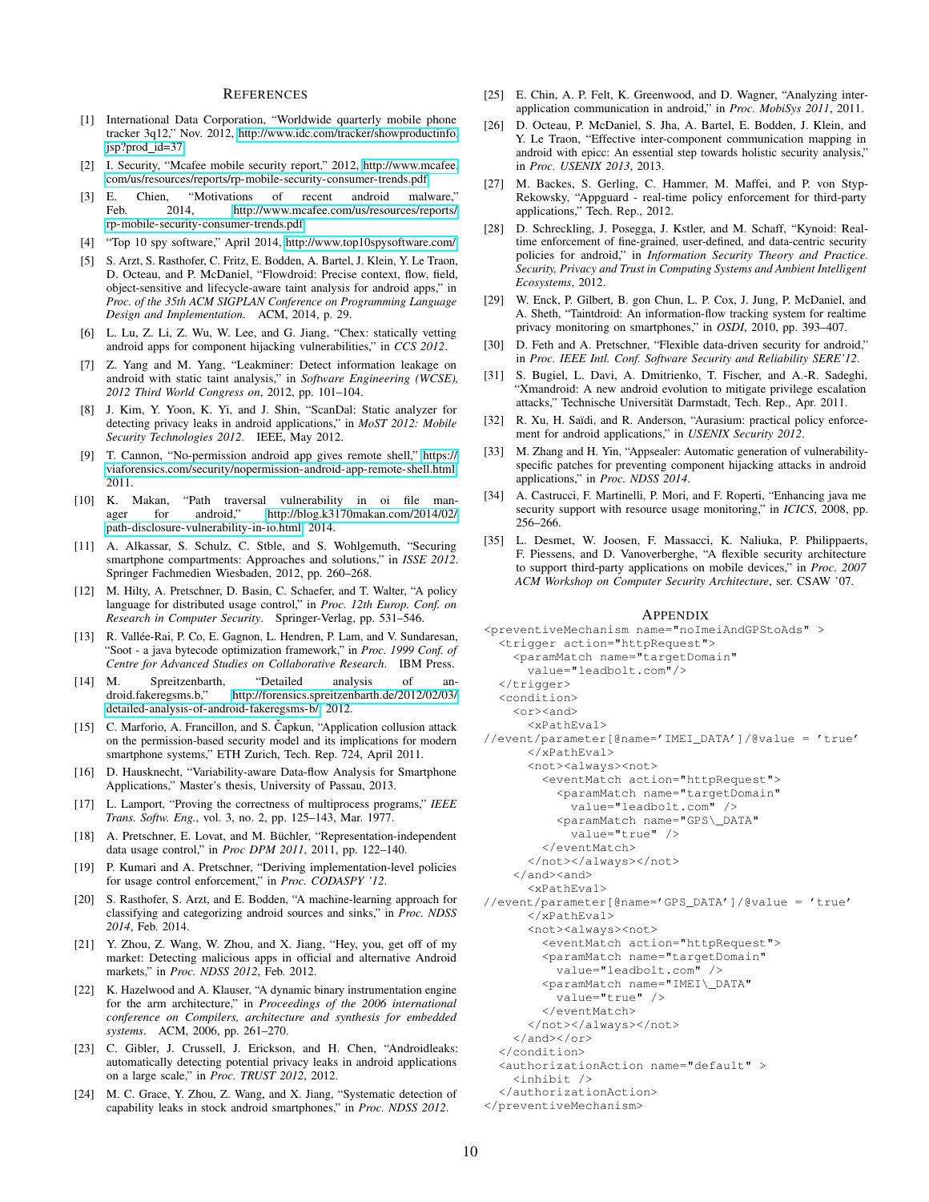## References

[1] International Data Corporation, "Worldwide quarterly mobile phone tracker 3q12," Nov. 2012, http://www.idc.com/tracker/showproductinfo.jsp?prod_id=37.

[2] I. Security, "Mcafee mobile security report," 2012, http://www.mcafee.com/us/resources/reports/rp-mobile-security-consumer-trends.pdf.

[3] E. Chien, "Motivations of recent android malware," Feb. 2014, http://www.mcafee.com/us/resources/reports/rp-mobile-security-consumer-trends.pdf.

[4] "Top 10 spy software," April 2014, http://www.top10spysoftware.com/.

[5] S. Arzt, S. Rasthofer, C. Fritz, E. Bodden, A. Bartel, J. Klein, Y. Le Traon, D. Octeau, and P. McDaniel, "Flowdroid: Precise context, flow, field, object-sensitive and lifecycle-aware taint analysis for android apps," in *Proc. of the 35th ACM SIGPLAN Conference on Programming Language Design and Implementation*. ACM, 2014, p. 29.

[6] L. Lu, Z. Li, Z. Wu, W. Lee, and G. Jiang, "Chex: statically vetting android apps for component hijacking vulnerabilities," in *CCS 2012*.

[7] Z. Yang and M. Yang, "Leakminer: Detect information leakage on android with static taint analysis," in *Software Engineering (WCSE), 2012 Third World Congress on*, 2012, pp. 101–104.

[8] J. Kim, Y. Yoon, K. Yi, and J. Shin, "ScanDal: Static analyzer for detecting privacy leaks in android applications," in *MoST 2012: Mobile Security Technologies 2012*. IEEE, May 2012.

[9] T. Cannon, "No-permission android app gives remote shell," https://viaforensics.com/security/nopermission-android-app-remote-shell.html, 2011.

[10] K. Makan, "Path traversal vulnerability in oi file manager for android," http://blog.k3170makan.com/2014/02/path-disclosure-vulnerability-in-io.html, 2014.

[11] A. Alkassar, S. Schulz, C. Stble, and S. Wohlgemuth, "Securing smartphone compartments: Approaches and solutions," in *ISSE 2012*. Springer Fachmedien Wiesbaden, 2012, pp. 260–268.

[12] M. Hilty, A. Pretschner, D. Basin, C. Schaefer, and T. Walter, "A policy language for distributed usage control," in *Proc. 12th Europ. Conf. on Research in Computer Security*. Springer-Verlag, pp. 531–546.

[13] R. Vallée-Rai, P. Co, E. Gagnon, L. Hendren, P. Lam, and V. Sundaresan, "Soot - a java bytecode optimization framework," in *Proc. 1999 Conf. of Centre for Advanced Studies on Collaborative Research*. IBM Press.

[14] M. Spreitzenbarth, "Detailed analysis of android.fakeregsms.b," http://forensics.spreitzenbarth.de/2012/02/03/detailed-analysis-of-android-fakeregsms-b/, 2012.

[15] C. Marforio, A. Francillon, and S. Čapkun, "Application collusion attack on the permission-based security model and its implications for modern smartphone systems," ETH Zurich, Tech. Rep. 724, April 2011.

[16] D. Hausknecht, "Variability-aware Data-flow Analysis for Smartphone Applications," Master's thesis, University of Passau, 2013.

[17] L. Lamport, "Proving the correctness of multiprocess programs," *IEEE Trans. Softw. Eng.*, vol. 3, no. 2, pp. 125–143, Mar. 1977.

[18] A. Pretschner, E. Lovat, and M. Büchler, "Representation-independent data usage control," in *Proc DPM 2011*, 2011, pp. 122–140.

[19] P. Kumari and A. Pretschner, "Deriving implementation-level policies for usage control enforcement," in *Proc. CODASPY '12*.

[20] S. Rasthofer, S. Arzt, and E. Bodden, "A machine-learning approach for classifying and categorizing android sources and sinks," in *Proc. NDSS 2014*, Feb. 2014.

[21] Y. Zhou, Z. Wang, W. Zhou, and X. Jiang, "Hey, you, get off of my market: Detecting malicious apps in official and alternative Android markets," in *Proc. NDSS 2012*, Feb. 2012.

[22] K. Hazelwood and A. Klauser, "A dynamic binary instrumentation engine for the arm architecture," in *Proceedings of the 2006 international conference on Compilers, architecture and synthesis for embedded systems*. ACM, 2006, pp. 261–270.

[23] C. Gibler, J. Crussell, J. Erickson, and H. Chen, "Androidleaks: automatically detecting potential privacy leaks in android applications on a large scale," in *Proc. TRUST 2012*, 2012.

[24] M. C. Grace, Y. Zhou, Z. Wang, and X. Jiang, "Systematic detection of capability leaks in stock android smartphones," in *Proc. NDSS 2012*.

[25] E. Chin, A. P. Felt, K. Greenwood, and D. Wagner, "Analyzing inter-application communication in android," in *Proc. MobiSys 2011*, 2011.

[26] D. Octeau, P. McDaniel, S. Jha, A. Bartel, E. Bodden, J. Klein, and Y. Le Traon, "Effective inter-component communication mapping in android with epicc: An essential step towards holistic security analysis," in *Proc. USENIX 2013*, 2013.

[27] M. Backes, S. Gerling, C. Hammer, M. Maffei, and P. von Styp-Rekowsky, "Appguard - real-time policy enforcement for third-party applications," Tech. Rep., 2012.

[28] D. Schreckling, J. Posegga, J. Kstler, and M. Schaff, "Kynoid: Real-time enforcement of fine-grained, user-defined, and data-centric security policies for android," in *Information Security Theory and Practice. Security, Privacy and Trust in Computing Systems and Ambient Intelligent Ecosystems*, 2012.

[29] W. Enck, P. Gilbert, B. gon Chun, L. P. Cox, J. Jung, P. McDaniel, and A. Sheth, "Taintdroid: An information-flow tracking system for realtime privacy monitoring on smartphones," in *OSDI*, 2010, pp. 393–407.

[30] D. Feth and A. Pretschner, "Flexible data-driven security for android," in *Proc. IEEE Intl. Conf. Software Security and Reliability SERE'12*.

[31] S. Bugiel, L. Davi, A. Dmitrienko, T. Fischer, and A.-R. Sadeghi, "Xmandroid: A new android evolution to mitigate privilege escalation attacks," Technische Universität Darmstadt, Tech. Rep., Apr. 2011.

[32] R. Xu, H. Saïdi, and R. Anderson, "Aurasium: practical policy enforcement for android applications," in *USENIX Security 2012*.

[33] M. Zhang and H. Yin, "Appsealer: Automatic generation of vulnerability-specific patches for preventing component hijacking attacks in android applications," in *Proc. NDSS 2014*.

[34] A. Castrucci, F. Martinelli, P. Mori, and F. Roperti, "Enhancing java me security support with resource usage monitoring," in *ICICS*, 2008, pp. 256–266.

[35] L. Desmet, W. Joosen, F. Massacci, K. Naliuka, P. Philippaerts, F. Piessens, and D. Vanoverberghe, "A flexible security architecture to support third-party applications on mobile devices," in *Proc. 2007 ACM Workshop on Computer Security Architecture*, ser. CSAW '07.

## Appendix

```
<preventiveMechanism name="noImeiAndGPStoAds" >
  <trigger action="httpRequest">
    <paramMatch name="targetDomain"
      value="leadbolt.com"/>
  </trigger>
  <condition>
    <or><and>
      <xPathEval>
//event/parameter[@name='IMEI_DATA']/@value = 'true'
      </xPathEval>
      <not><always><not>
        <eventMatch action="httpRequest">
          <paramMatch name="targetDomain"
            value="leadbolt.com" />
          <paramMatch name="GPS\_DATA"
            value="true" />
        </eventMatch>
      </not></always></not>
    </and><and>
      <xPathEval>
//event/parameter[@name='GPS_DATA']/@value = 'true'
      </xPathEval>
      <not><always><not>
        <eventMatch action="httpRequest">
        <paramMatch name="targetDomain"
          value="leadbolt.com" />
        <paramMatch name="IMEI\_DATA"
          value="true" />
        </eventMatch>
      </not></always></not>
    </and></or>
  </condition>
  <authorizationAction name="default" >
    <inhibit />
  </authorizationAction>
</preventiveMechanism>
```